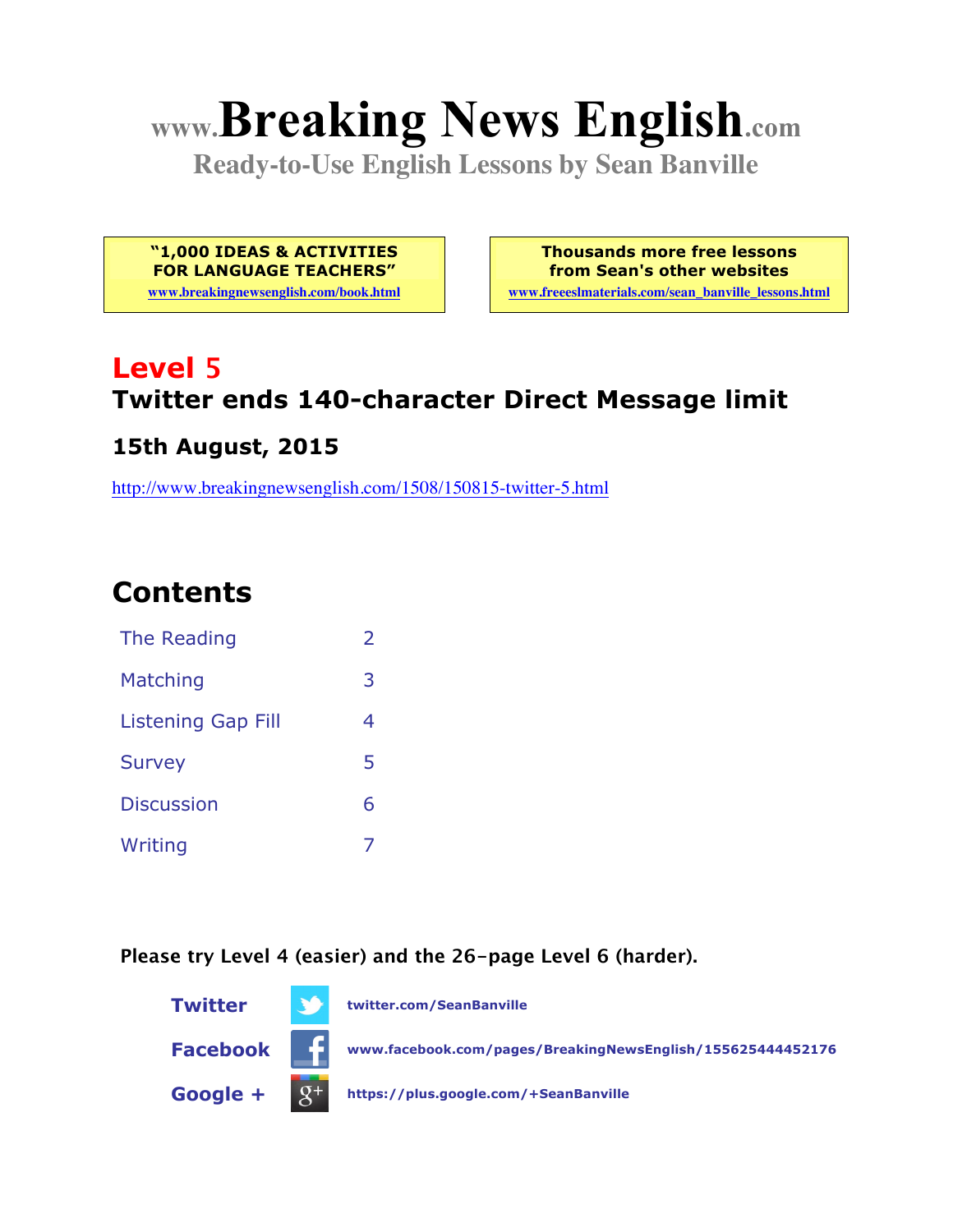# www.Breaking News English.com

**Ready-to-Use English Lessons by Sean Banville**

**"1,000 IDEAS & ACTIVITIES FOR LANGUAGE TEACHERS"**
www.breakingnewsenglish.com/book.html

**Thousands more free lessons from Sean's other websites**
www.freeeslmaterials.com/sean_banville_lessons.html

## Level 5

### Twitter ends 140-character Direct Message limit

### 15th August, 2015

http://www.breakingnewsenglish.com/1508/150815-twitter-5.html

## Contents

| | |
|---|---|
| The Reading | 2 |
| Matching | 3 |
| Listening Gap Fill | 4 |
| Survey | 5 |
| Discussion | 6 |
| Writing | 7 |

**Please try Level 4 (easier) and the 26-page Level 6 (harder).**

**Twitter** twitter.com/SeanBanville

**Facebook** www.facebook.com/pages/BreakingNewsEnglish/155625444452176

**Google +** https://plus.google.com/+SeanBanville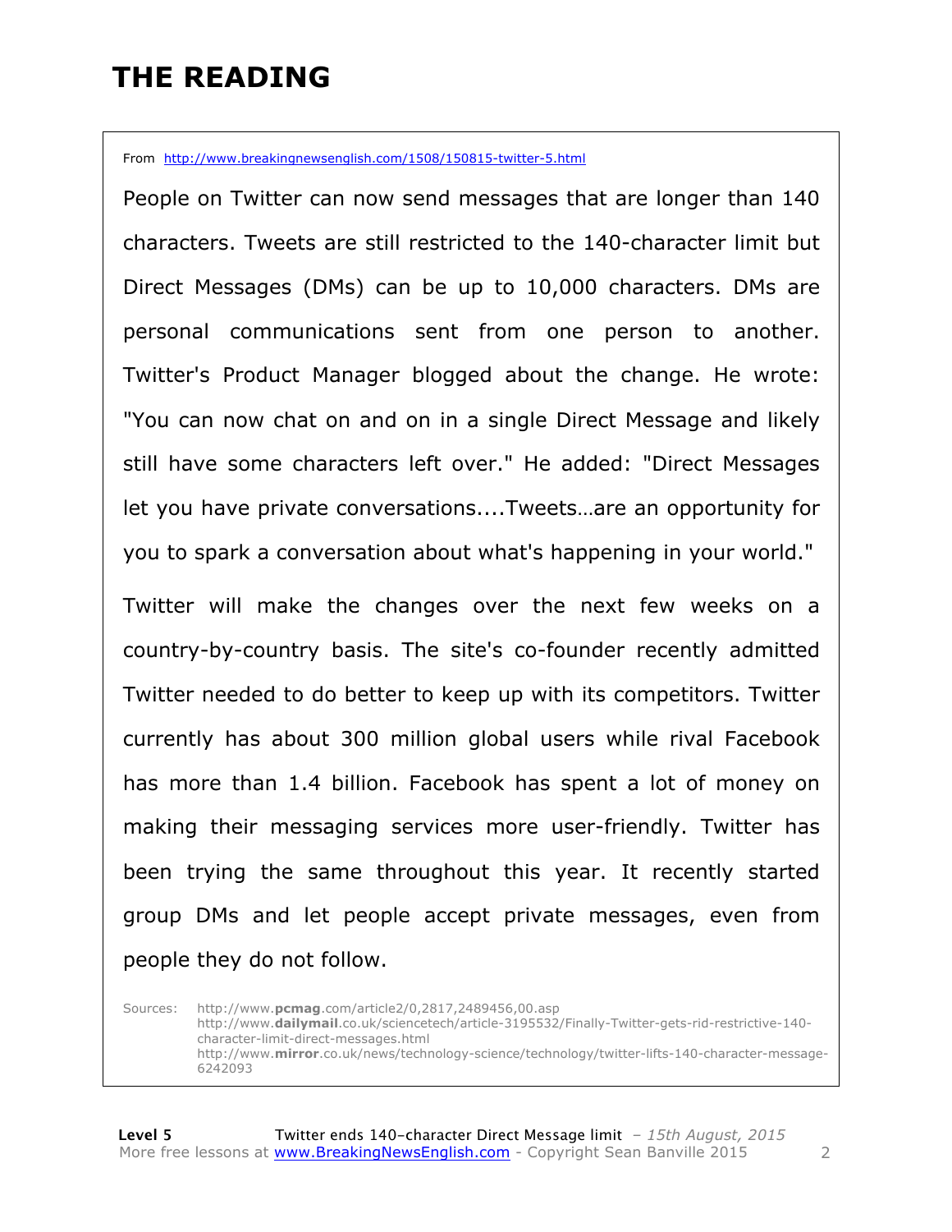# THE READING

From http://www.breakingnewsenglish.com/1508/150815-twitter-5.html

People on Twitter can now send messages that are longer than 140 characters. Tweets are still restricted to the 140-character limit but Direct Messages (DMs) can be up to 10,000 characters. DMs are personal communications sent from one person to another. Twitter's Product Manager blogged about the change. He wrote: "You can now chat on and on in a single Direct Message and likely still have some characters left over." He added: "Direct Messages let you have private conversations....Tweets…are an opportunity for you to spark a conversation about what's happening in your world."

Twitter will make the changes over the next few weeks on a country-by-country basis. The site's co-founder recently admitted Twitter needed to do better to keep up with its competitors. Twitter currently has about 300 million global users while rival Facebook has more than 1.4 billion. Facebook has spent a lot of money on making their messaging services more user-friendly. Twitter has been trying the same throughout this year. It recently started group DMs and let people accept private messages, even from people they do not follow.

Sources: http://www.**pcmag**.com/article2/0,2817,2489456,00.asp
http://www.**dailymail**.co.uk/sciencetech/article-3195532/Finally-Twitter-gets-rid-restrictive-140-character-limit-direct-messages.html
http://www.**mirror**.co.uk/news/technology-science/technology/twitter-lifts-140-character-message-6242093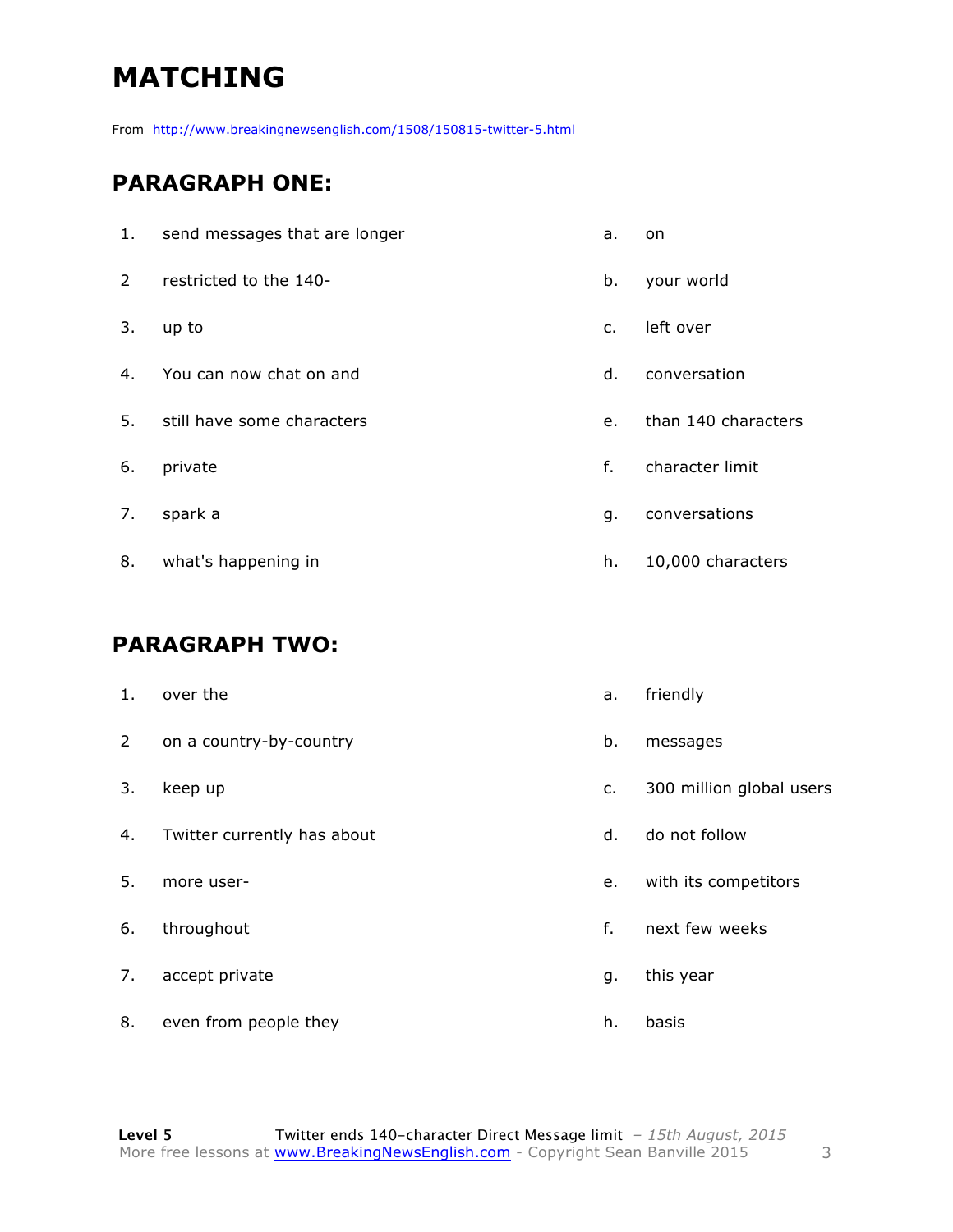# MATCHING

From http://www.breakingnewsenglish.com/1508/150815-twitter-5.html

## PARAGRAPH ONE:

| | | | |
|---|---|---|---|
| 1. | send messages that are longer | a. | on |
| 2 | restricted to the 140- | b. | your world |
| 3. | up to | c. | left over |
| 4. | You can now chat on and | d. | conversation |
| 5. | still have some characters | e. | than 140 characters |
| 6. | private | f. | character limit |
| 7. | spark a | g. | conversations |
| 8. | what's happening in | h. | 10,000 characters |

## PARAGRAPH TWO:

| | | | |
|---|---|---|---|
| 1. | over the | a. | friendly |
| 2 | on a country-by-country | b. | messages |
| 3. | keep up | c. | 300 million global users |
| 4. | Twitter currently has about | d. | do not follow |
| 5. | more user- | e. | with its competitors |
| 6. | throughout | f. | next few weeks |
| 7. | accept private | g. | this year |
| 8. | even from people they | h. | basis |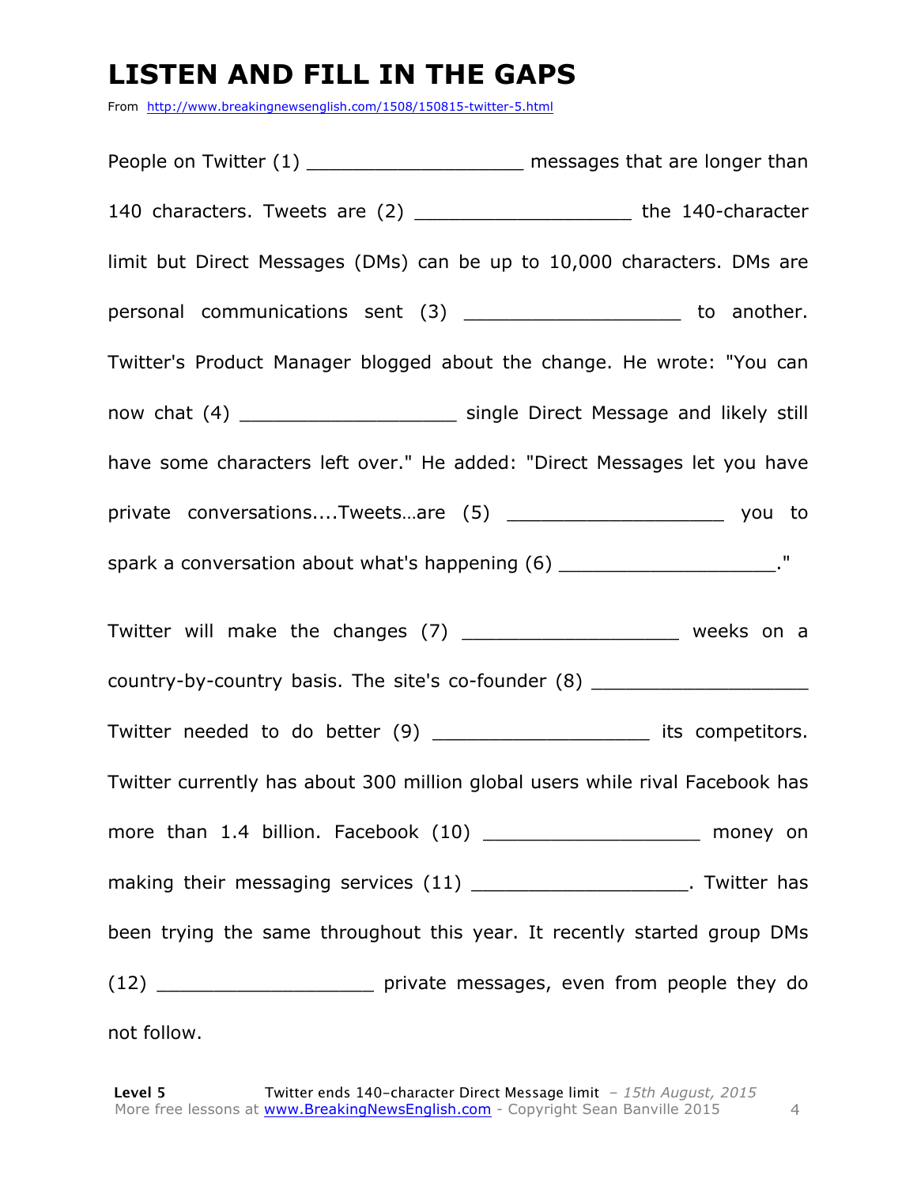# LISTEN AND FILL IN THE GAPS

From http://www.breakingnewsenglish.com/1508/150815-twitter-5.html

People on Twitter (1) ___________________ messages that are longer than 140 characters. Tweets are (2) ___________________ the 140-character limit but Direct Messages (DMs) can be up to 10,000 characters. DMs are personal communications sent (3) ___________________ to another. Twitter's Product Manager blogged about the change. He wrote: "You can now chat (4) ___________________ single Direct Message and likely still have some characters left over." He added: "Direct Messages let you have private conversations....Tweets…are (5) ___________________ you to spark a conversation about what's happening (6) ___________________."

Twitter will make the changes (7) ___________________ weeks on a country-by-country basis. The site's co-founder (8) ___________________ Twitter needed to do better (9) ___________________ its competitors. Twitter currently has about 300 million global users while rival Facebook has more than 1.4 billion. Facebook (10) ___________________ money on making their messaging services (11) ___________________. Twitter has been trying the same throughout this year. It recently started group DMs (12) ___________________ private messages, even from people they do not follow.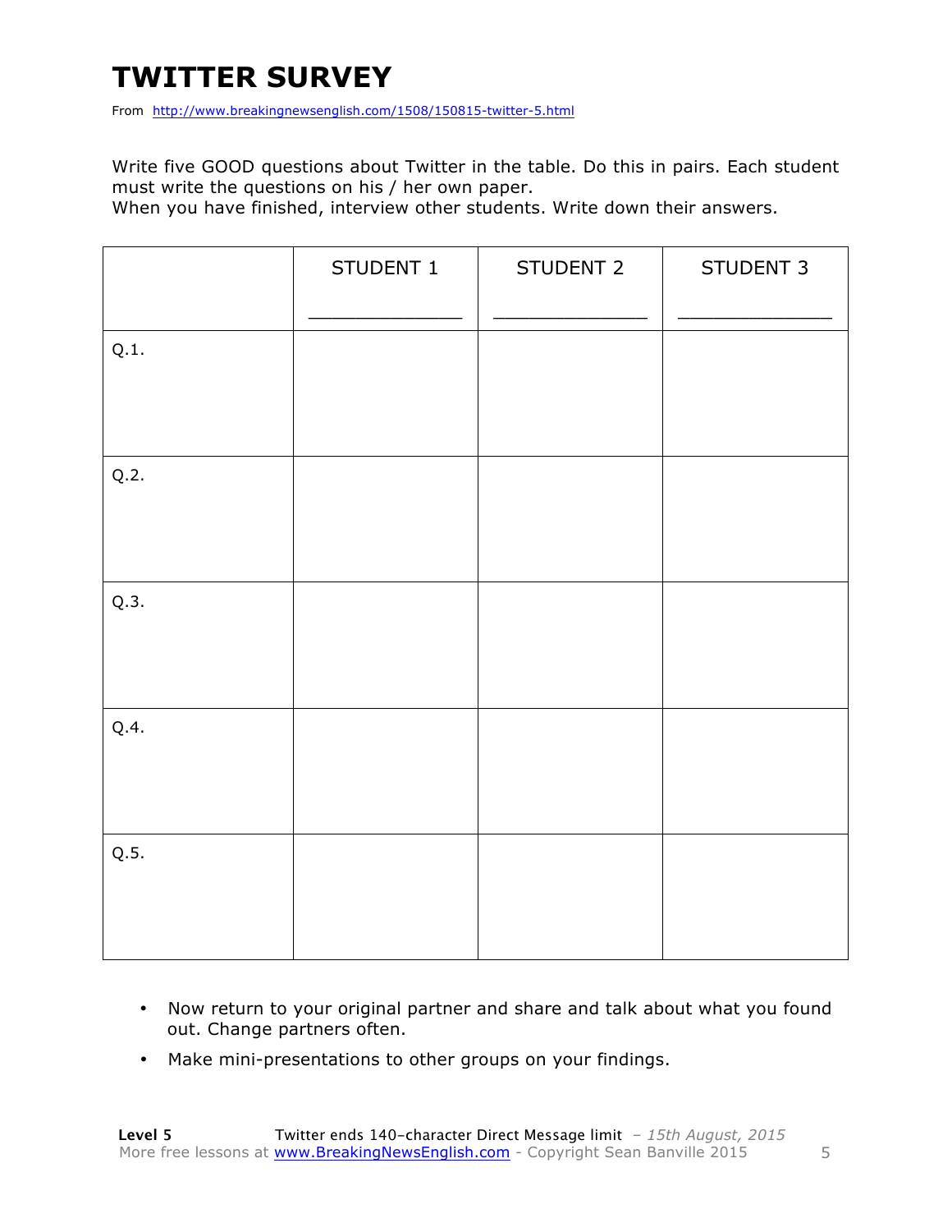# TWITTER SURVEY

From http://www.breakingnewsenglish.com/1508/150815-twitter-5.html

Write five GOOD questions about Twitter in the table. Do this in pairs. Each student must write the questions on his / her own paper.
When you have finished, interview other students. Write down their answers.

| | STUDENT 1<br>_____________ | STUDENT 2<br>_____________ | STUDENT 3<br>_____________ |
|---|---|---|---|
| Q.1. | | | |
| Q.2. | | | |
| Q.3. | | | |
| Q.4. | | | |
| Q.5. | | | |

- Now return to your original partner and share and talk about what you found out. Change partners often.
- Make mini-presentations to other groups on your findings.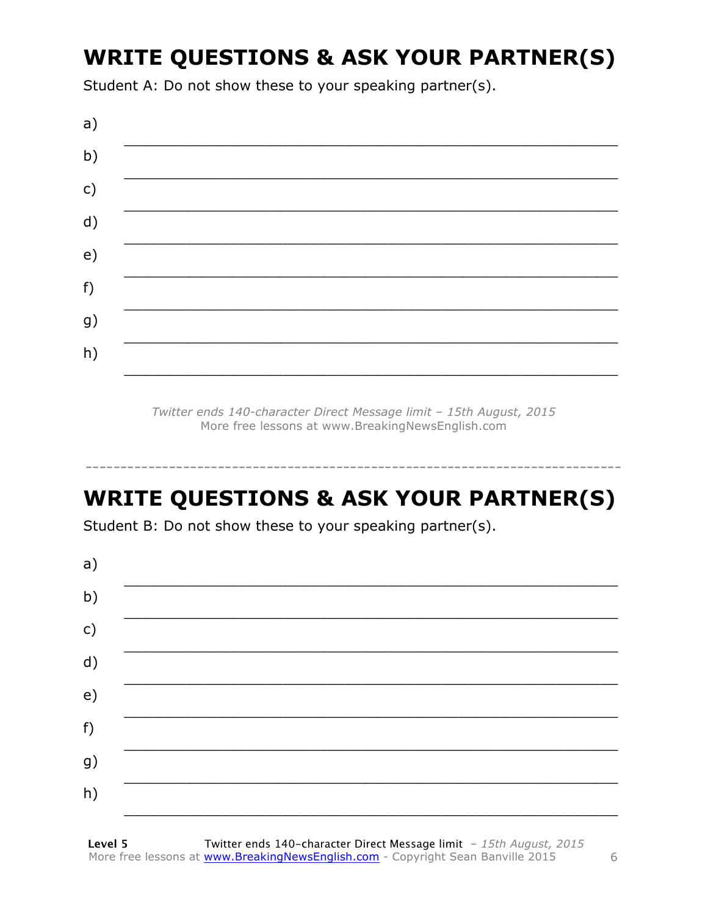## WRITE QUESTIONS & ASK YOUR PARTNER(S)

Student A: Do not show these to your speaking partner(s).

a) ___________________________________________________________

b) ___________________________________________________________

c) ___________________________________________________________

d) ___________________________________________________________

e) ___________________________________________________________

f) ___________________________________________________________

g) ___________________________________________________________

h) ___________________________________________________________

*Twitter ends 140-character Direct Message limit – 15th August, 2015*
More free lessons at www.BreakingNewsEnglish.com

---

## WRITE QUESTIONS & ASK YOUR PARTNER(S)

Student B: Do not show these to your speaking partner(s).

a) ___________________________________________________________

b) ___________________________________________________________

c) ___________________________________________________________

d) ___________________________________________________________

e) ___________________________________________________________

f) ___________________________________________________________

g) ___________________________________________________________

h) ___________________________________________________________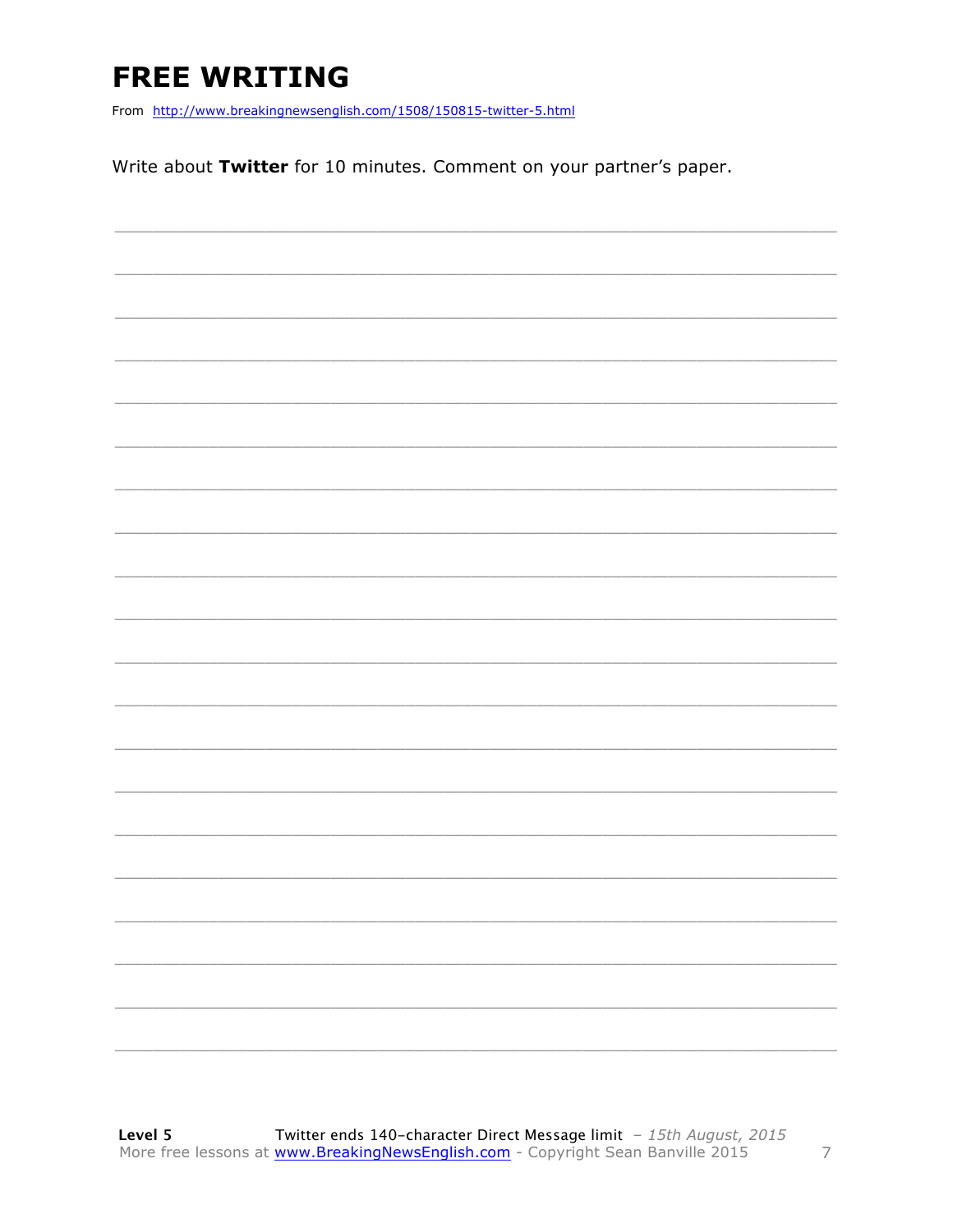# FREE WRITING

From http://www.breakingnewsenglish.com/1508/150815-twitter-5.html

Write about **Twitter** for 10 minutes. Comment on your partner's paper.

___________________________________________________________________________

___________________________________________________________________________

___________________________________________________________________________

___________________________________________________________________________

___________________________________________________________________________

___________________________________________________________________________

___________________________________________________________________________

___________________________________________________________________________

___________________________________________________________________________

___________________________________________________________________________

___________________________________________________________________________

___________________________________________________________________________

___________________________________________________________________________

___________________________________________________________________________

___________________________________________________________________________

___________________________________________________________________________

___________________________________________________________________________

___________________________________________________________________________

___________________________________________________________________________

___________________________________________________________________________